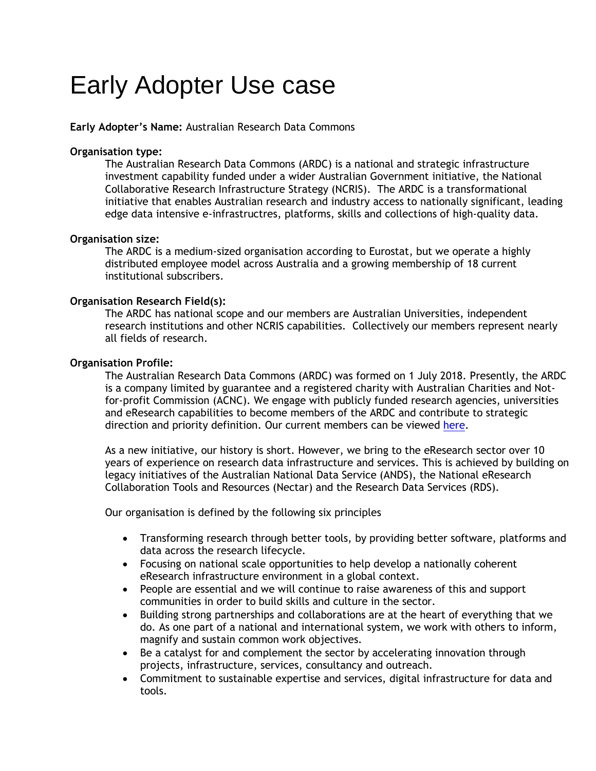# Early Adopter Use case

**Early Adopter's Name:** Australian Research Data Commons

**Organisation type:**

The Australian Research Data Commons (ARDC) is a national and strategic infrastructure investment capability funded under a wider Australian Government initiative, the National Collaborative Research Infrastructure Strategy (NCRIS). The ARDC is a transformational initiative that enables Australian research and industry access to nationally significant, leading edge data intensive e-infrastructres, platforms, skills and collections of high-quality data.

**Organisation size:**

The ARDC is a medium-sized organisation according to Eurostat, but we operate a highly distributed employee model across Australia and a growing membership of 18 current institutional subscribers.

**Organisation Research Field(s):**

The ARDC has national scope and our members are Australian Universities, independent research institutions and other NCRIS capabilities. Collectively our members represent nearly all fields of research.

**Organisation Profile:**

The Australian Research Data Commons (ARDC) was formed on 1 July 2018. Presently, the ARDC is a company limited by guarantee and a registered charity with Australian Charities and Not-for-profit Commission (ACNC). We engage with publicly funded research agencies, universities and eResearch capabilities to become members of the ARDC and contribute to strategic direction and priority definition. Our current members can be viewed here.

As a new initiative, our history is short. However, we bring to the eResearch sector over 10 years of experience on research data infrastructure and services. This is achieved by building on legacy initiatives of the Australian National Data Service (ANDS), the National eResearch Collaboration Tools and Resources (Nectar) and the Research Data Services (RDS).

Our organisation is defined by the following six principles

- Transforming research through better tools, by providing better software, platforms and data across the research lifecycle.
- Focusing on national scale opportunities to help develop a nationally coherent eResearch infrastructure environment in a global context.
- People are essential and we will continue to raise awareness of this and support communities in order to build skills and culture in the sector.
- Building strong partnerships and collaborations are at the heart of everything that we do. As one part of a national and international system, we work with others to inform, magnify and sustain common work objectives.
- Be a catalyst for and complement the sector by accelerating innovation through projects, infrastructure, services, consultancy and outreach.
- Commitment to sustainable expertise and services, digital infrastructure for data and tools.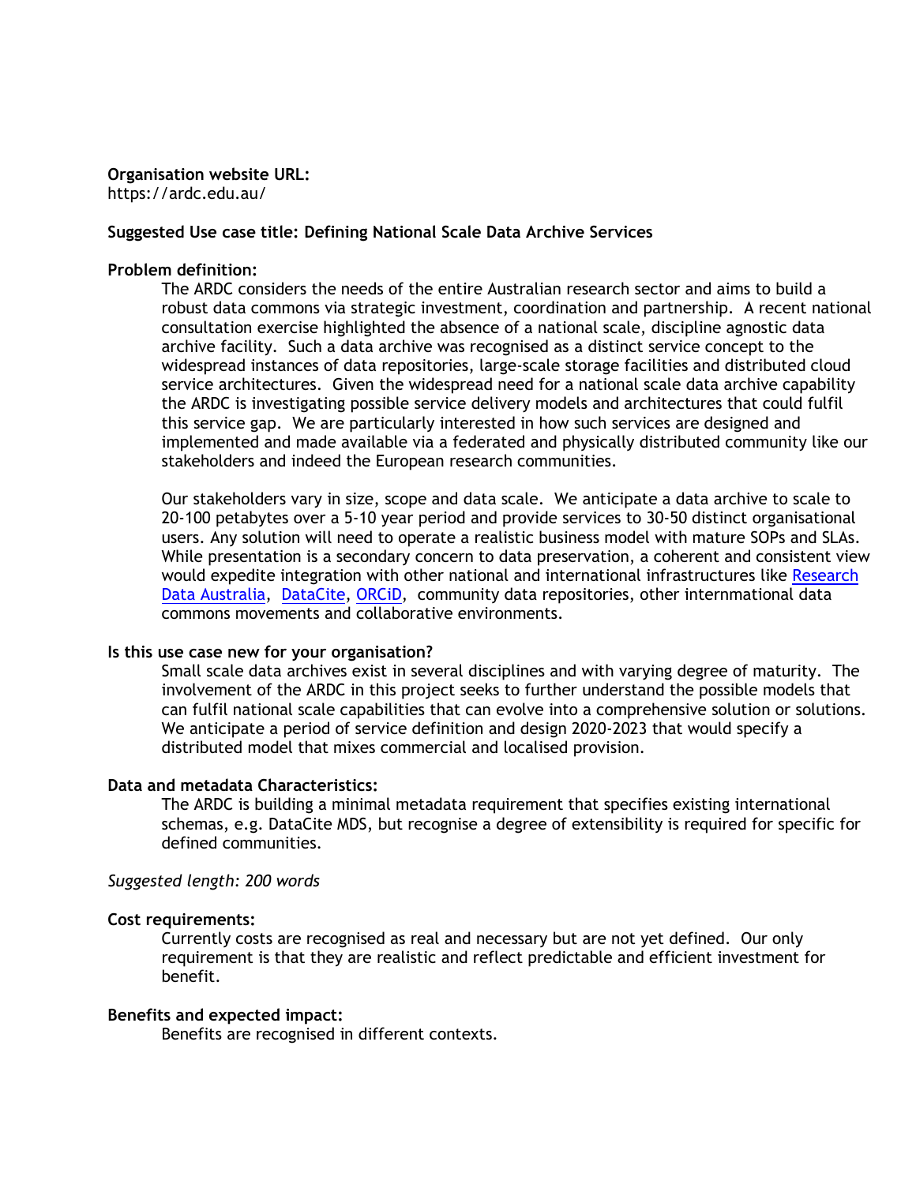**Organisation website URL:**
https://ardc.edu.au/

**Suggested Use case title: Defining National Scale Data Archive Services**

**Problem definition:**

The ARDC considers the needs of the entire Australian research sector and aims to build a robust data commons via strategic investment, coordination and partnership. A recent national consultation exercise highlighted the absence of a national scale, discipline agnostic data archive facility. Such a data archive was recognised as a distinct service concept to the widespread instances of data repositories, large-scale storage facilities and distributed cloud service architectures. Given the widespread need for a national scale data archive capability the ARDC is investigating possible service delivery models and architectures that could fulfil this service gap. We are particularly interested in how such services are designed and implemented and made available via a federated and physically distributed community like our stakeholders and indeed the European research communities.

Our stakeholders vary in size, scope and data scale. We anticipate a data archive to scale to 20-100 petabytes over a 5-10 year period and provide services to 30-50 distinct organisational users. Any solution will need to operate a realistic business model with mature SOPs and SLAs. While presentation is a secondary concern to data preservation, a coherent and consistent view would expedite integration with other national and international infrastructures like Research Data Australia, DataCite, ORCiD, community data repositories, other internmational data commons movements and collaborative environments.

**Is this use case new for your organisation?**

Small scale data archives exist in several disciplines and with varying degree of maturity. The involvement of the ARDC in this project seeks to further understand the possible models that can fulfil national scale capabilities that can evolve into a comprehensive solution or solutions. We anticipate a period of service definition and design 2020-2023 that would specify a distributed model that mixes commercial and localised provision.

**Data and metadata Characteristics:**

The ARDC is building a minimal metadata requirement that specifies existing international schemas, e.g. DataCite MDS, but recognise a degree of extensibility is required for specific for defined communities.

*Suggested length: 200 words*

**Cost requirements:**

Currently costs are recognised as real and necessary but are not yet defined. Our only requirement is that they are realistic and reflect predictable and efficient investment for benefit.

**Benefits and expected impact:**

Benefits are recognised in different contexts.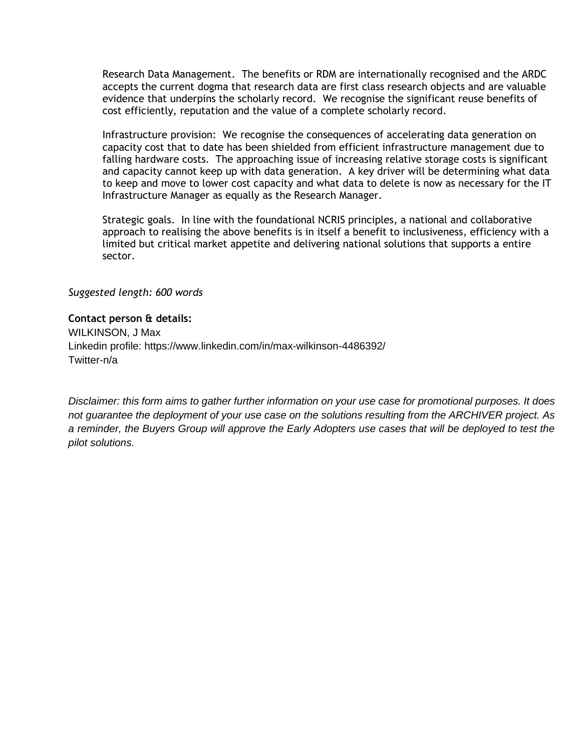Research Data Management. The benefits or RDM are internationally recognised and the ARDC accepts the current dogma that research data are first class research objects and are valuable evidence that underpins the scholarly record. We recognise the significant reuse benefits of cost efficiently, reputation and the value of a complete scholarly record.

Infrastructure provision: We recognise the consequences of accelerating data generation on capacity cost that to date has been shielded from efficient infrastructure management due to falling hardware costs. The approaching issue of increasing relative storage costs is significant and capacity cannot keep up with data generation. A key driver will be determining what data to keep and move to lower cost capacity and what data to delete is now as necessary for the IT Infrastructure Manager as equally as the Research Manager.

Strategic goals. In line with the foundational NCRIS principles, a national and collaborative approach to realising the above benefits is in itself a benefit to inclusiveness, efficiency with a limited but critical market appetite and delivering national solutions that supports a entire sector.

*Suggested length: 600 words*

**Contact person & details:**

WILKINSON, J Max

Linkedin profile: https://www.linkedin.com/in/max-wilkinson-4486392/

Twitter-n/a

*Disclaimer: this form aims to gather further information on your use case for promotional purposes. It does not guarantee the deployment of your use case on the solutions resulting from the ARCHIVER project. As a reminder, the Buyers Group will approve the Early Adopters use cases that will be deployed to test the pilot solutions.*